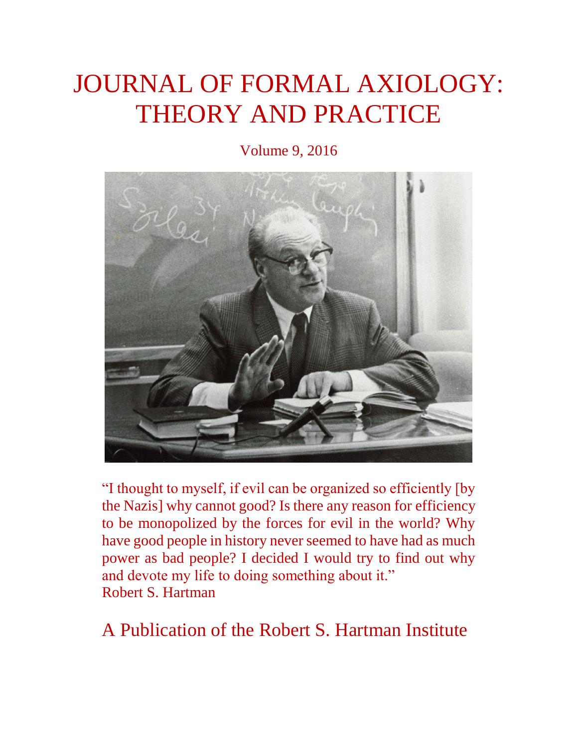# JOURNAL OF FORMAL AXIOLOGY: THEORY AND PRACTICE

Volume 9, 2016

"I thought to myself, if evil can be organized so efficiently [by the Nazis] why cannot good? Is there any reason for efficiency to be monopolized by the forces for evil in the world? Why have good people in history never seemed to have had as much power as bad people? I decided I would try to find out why and devote my life to doing something about it."
Robert S. Hartman

A Publication of the Robert S. Hartman Institute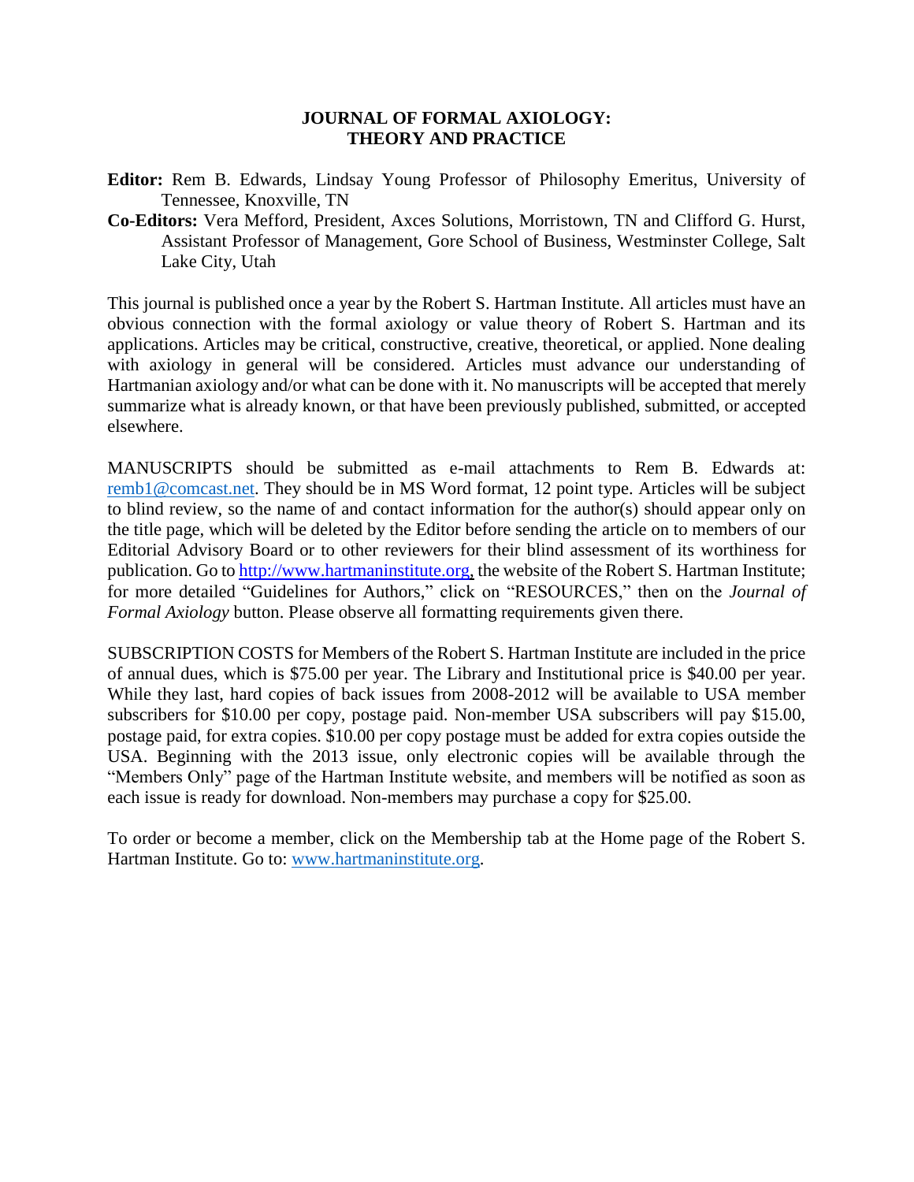# JOURNAL OF FORMAL AXIOLOGY: THEORY AND PRACTICE

**Editor:** Rem B. Edwards, Lindsay Young Professor of Philosophy Emeritus, University of Tennessee, Knoxville, TN

**Co-Editors:** Vera Mefford, President, Axces Solutions, Morristown, TN and Clifford G. Hurst, Assistant Professor of Management, Gore School of Business, Westminster College, Salt Lake City, Utah

This journal is published once a year by the Robert S. Hartman Institute. All articles must have an obvious connection with the formal axiology or value theory of Robert S. Hartman and its applications. Articles may be critical, constructive, creative, theoretical, or applied. None dealing with axiology in general will be considered. Articles must advance our understanding of Hartmanian axiology and/or what can be done with it. No manuscripts will be accepted that merely summarize what is already known, or that have been previously published, submitted, or accepted elsewhere.

MANUSCRIPTS should be submitted as e-mail attachments to Rem B. Edwards at: remb1@comcast.net. They should be in MS Word format, 12 point type. Articles will be subject to blind review, so the name of and contact information for the author(s) should appear only on the title page, which will be deleted by the Editor before sending the article on to members of our Editorial Advisory Board or to other reviewers for their blind assessment of its worthiness for publication. Go to http://www.hartmaninstitute.org, the website of the Robert S. Hartman Institute; for more detailed "Guidelines for Authors," click on "RESOURCES," then on the *Journal of Formal Axiology* button. Please observe all formatting requirements given there.

SUBSCRIPTION COSTS for Members of the Robert S. Hartman Institute are included in the price of annual dues, which is $75.00 per year. The Library and Institutional price is $40.00 per year. While they last, hard copies of back issues from 2008-2012 will be available to USA member subscribers for $10.00 per copy, postage paid. Non-member USA subscribers will pay $15.00, postage paid, for extra copies. $10.00 per copy postage must be added for extra copies outside the USA. Beginning with the 2013 issue, only electronic copies will be available through the "Members Only" page of the Hartman Institute website, and members will be notified as soon as each issue is ready for download. Non-members may purchase a copy for $25.00.

To order or become a member, click on the Membership tab at the Home page of the Robert S. Hartman Institute. Go to: www.hartmaninstitute.org.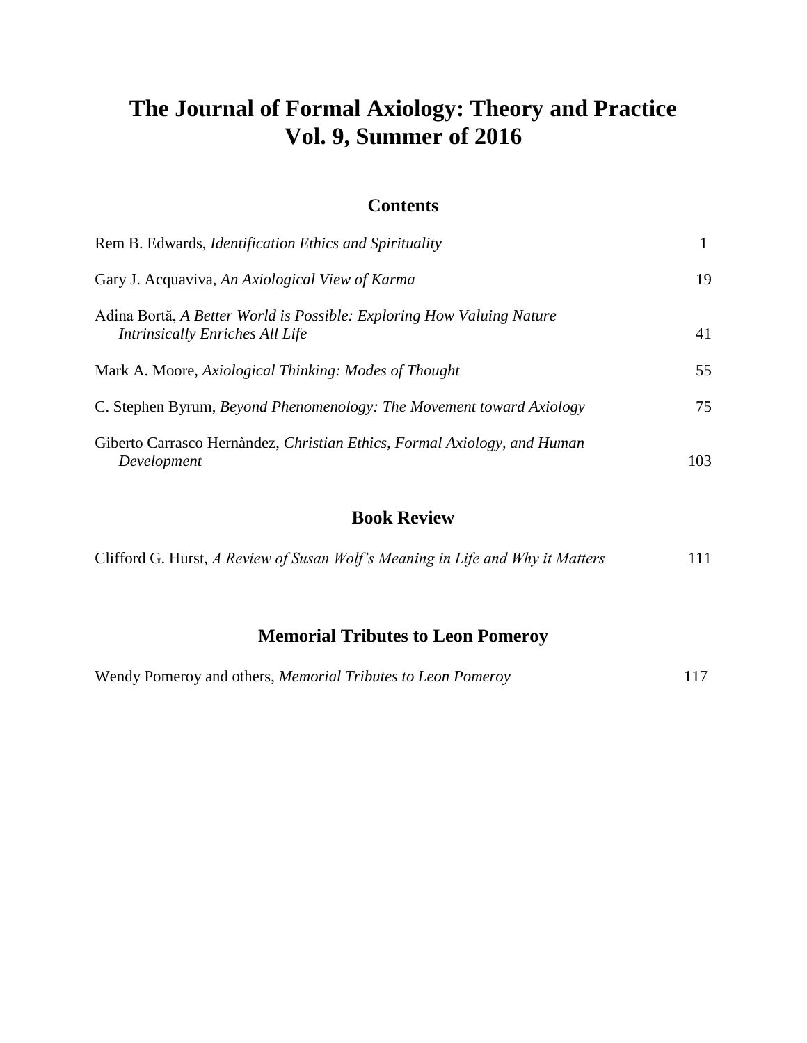# The Journal of Formal Axiology: Theory and Practice
# Vol. 9, Summer of 2016

## Contents

Rem B. Edwards, *Identification Ethics and Spirituality* 1

Gary J. Acquaviva, *An Axiological View of Karma* 19

Adina Bortă, *A Better World is Possible: Exploring How Valuing Nature Intrinsically Enriches All Life* 41

Mark A. Moore, *Axiological Thinking: Modes of Thought* 55

C. Stephen Byrum, *Beyond Phenomenology: The Movement toward Axiology* 75

Giberto Carrasco Hernàndez, *Christian Ethics, Formal Axiology, and Human Development* 103

## Book Review

Clifford G. Hurst, *A Review of Susan Wolf's Meaning in Life and Why it Matters* 111

## Memorial Tributes to Leon Pomeroy

Wendy Pomeroy and others, *Memorial Tributes to Leon Pomeroy* 117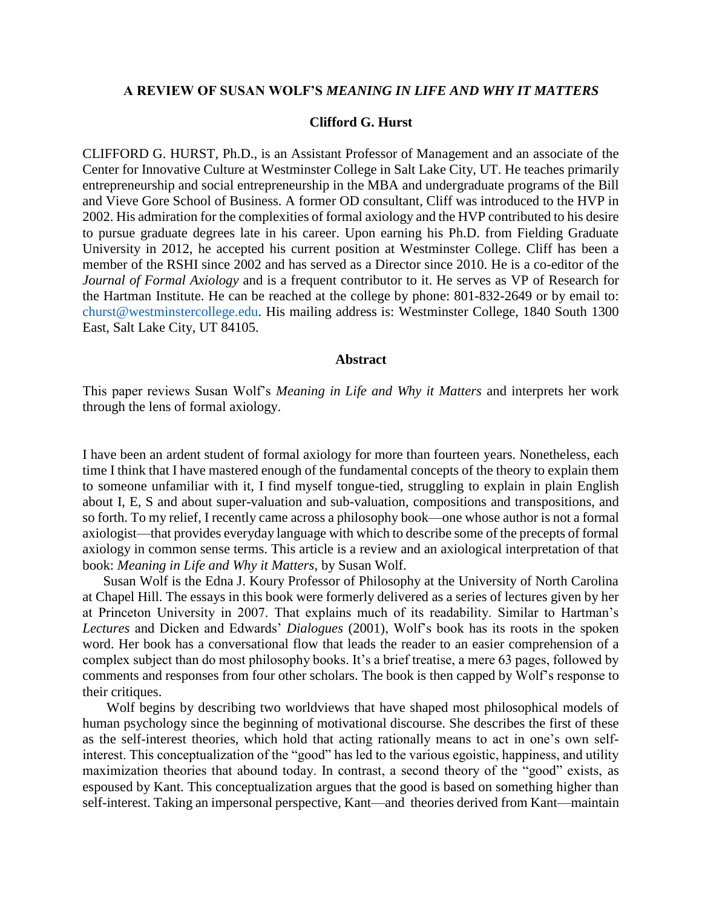**A REVIEW OF SUSAN WOLF'S *MEANING IN LIFE AND WHY IT MATTERS***

**Clifford G. Hurst**

CLIFFORD G. HURST, Ph.D., is an Assistant Professor of Management and an associate of the Center for Innovative Culture at Westminster College in Salt Lake City, UT. He teaches primarily entrepreneurship and social entrepreneurship in the MBA and undergraduate programs of the Bill and Vieve Gore School of Business. A former OD consultant, Cliff was introduced to the HVP in 2002. His admiration for the complexities of formal axiology and the HVP contributed to his desire to pursue graduate degrees late in his career. Upon earning his Ph.D. from Fielding Graduate University in 2012, he accepted his current position at Westminster College. Cliff has been a member of the RSHI since 2002 and has served as a Director since 2010. He is a co-editor of the *Journal of Formal Axiology* and is a frequent contributor to it. He serves as VP of Research for the Hartman Institute. He can be reached at the college by phone: 801-832-2649 or by email to: churst@westminstercollege.edu. His mailing address is: Westminster College, 1840 South 1300 East, Salt Lake City, UT 84105.

**Abstract**

This paper reviews Susan Wolf's *Meaning in Life and Why it Matters* and interprets her work through the lens of formal axiology.

I have been an ardent student of formal axiology for more than fourteen years. Nonetheless, each time I think that I have mastered enough of the fundamental concepts of the theory to explain them to someone unfamiliar with it, I find myself tongue-tied, struggling to explain in plain English about I, E, S and about super-valuation and sub-valuation, compositions and transpositions, and so forth. To my relief, I recently came across a philosophy book—one whose author is not a formal axiologist—that provides everyday language with which to describe some of the precepts of formal axiology in common sense terms. This article is a review and an axiological interpretation of that book: *Meaning in Life and Why it Matters*, by Susan Wolf.

Susan Wolf is the Edna J. Koury Professor of Philosophy at the University of North Carolina at Chapel Hill. The essays in this book were formerly delivered as a series of lectures given by her at Princeton University in 2007. That explains much of its readability. Similar to Hartman's *Lectures* and Dicken and Edwards' *Dialogues* (2001), Wolf's book has its roots in the spoken word. Her book has a conversational flow that leads the reader to an easier comprehension of a complex subject than do most philosophy books. It's a brief treatise, a mere 63 pages, followed by comments and responses from four other scholars. The book is then capped by Wolf's response to their critiques.

Wolf begins by describing two worldviews that have shaped most philosophical models of human psychology since the beginning of motivational discourse. She describes the first of these as the self-interest theories, which hold that acting rationally means to act in one's own self-interest. This conceptualization of the "good" has led to the various egoistic, happiness, and utility maximization theories that abound today. In contrast, a second theory of the "good" exists, as espoused by Kant. This conceptualization argues that the good is based on something higher than self-interest. Taking an impersonal perspective, Kant—and theories derived from Kant—maintain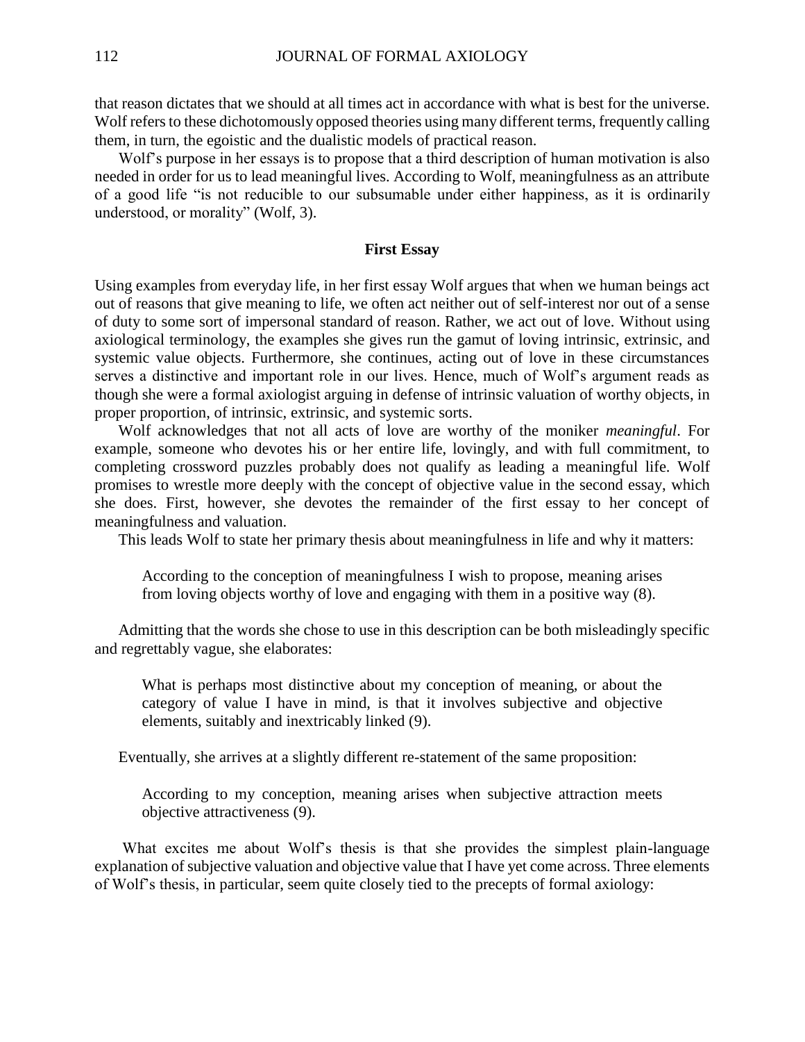that reason dictates that we should at all times act in accordance with what is best for the universe. Wolf refers to these dichotomously opposed theories using many different terms, frequently calling them, in turn, the egoistic and the dualistic models of practical reason.

Wolf's purpose in her essays is to propose that a third description of human motivation is also needed in order for us to lead meaningful lives. According to Wolf, meaningfulness as an attribute of a good life "is not reducible to our subsumable under either happiness, as it is ordinarily understood, or morality" (Wolf, 3).

## First Essay

Using examples from everyday life, in her first essay Wolf argues that when we human beings act out of reasons that give meaning to life, we often act neither out of self-interest nor out of a sense of duty to some sort of impersonal standard of reason. Rather, we act out of love. Without using axiological terminology, the examples she gives run the gamut of loving intrinsic, extrinsic, and systemic value objects. Furthermore, she continues, acting out of love in these circumstances serves a distinctive and important role in our lives. Hence, much of Wolf's argument reads as though she were a formal axiologist arguing in defense of intrinsic valuation of worthy objects, in proper proportion, of intrinsic, extrinsic, and systemic sorts.

Wolf acknowledges that not all acts of love are worthy of the moniker *meaningful*. For example, someone who devotes his or her entire life, lovingly, and with full commitment, to completing crossword puzzles probably does not qualify as leading a meaningful life. Wolf promises to wrestle more deeply with the concept of objective value in the second essay, which she does. First, however, she devotes the remainder of the first essay to her concept of meaningfulness and valuation.

This leads Wolf to state her primary thesis about meaningfulness in life and why it matters:

> According to the conception of meaningfulness I wish to propose, meaning arises from loving objects worthy of love and engaging with them in a positive way (8).

Admitting that the words she chose to use in this description can be both misleadingly specific and regrettably vague, she elaborates:

> What is perhaps most distinctive about my conception of meaning, or about the category of value I have in mind, is that it involves subjective and objective elements, suitably and inextricably linked (9).

Eventually, she arrives at a slightly different re-statement of the same proposition:

> According to my conception, meaning arises when subjective attraction meets objective attractiveness (9).

What excites me about Wolf's thesis is that she provides the simplest plain-language explanation of subjective valuation and objective value that I have yet come across. Three elements of Wolf's thesis, in particular, seem quite closely tied to the precepts of formal axiology: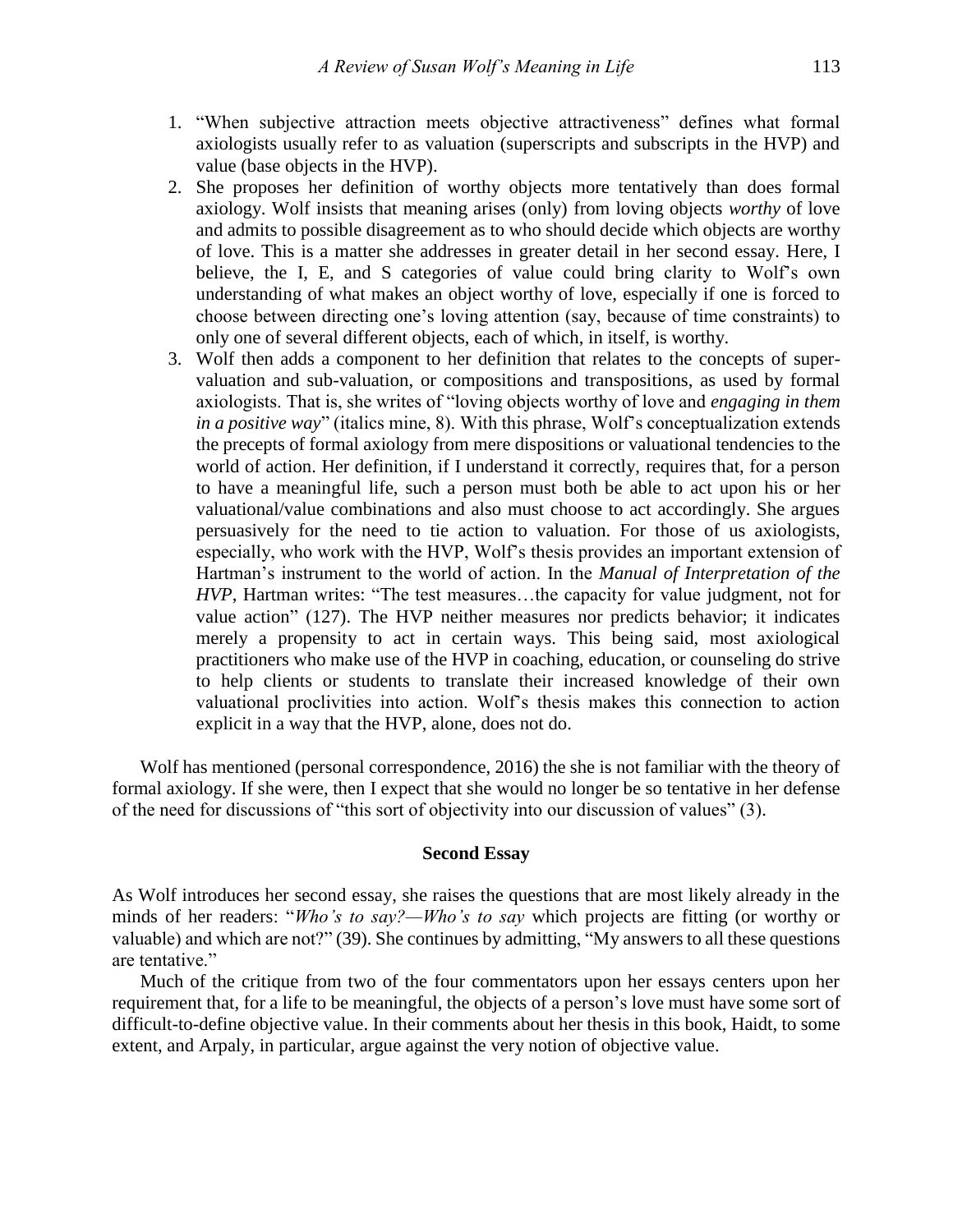1. "When subjective attraction meets objective attractiveness" defines what formal axiologists usually refer to as valuation (superscripts and subscripts in the HVP) and value (base objects in the HVP).
2. She proposes her definition of worthy objects more tentatively than does formal axiology. Wolf insists that meaning arises (only) from loving objects *worthy* of love and admits to possible disagreement as to who should decide which objects are worthy of love. This is a matter she addresses in greater detail in her second essay. Here, I believe, the I, E, and S categories of value could bring clarity to Wolf's own understanding of what makes an object worthy of love, especially if one is forced to choose between directing one's loving attention (say, because of time constraints) to only one of several different objects, each of which, in itself, is worthy.
3. Wolf then adds a component to her definition that relates to the concepts of super-valuation and sub-valuation, or compositions and transpositions, as used by formal axiologists. That is, she writes of "loving objects worthy of love and *engaging in them in a positive way*" (italics mine, 8). With this phrase, Wolf's conceptualization extends the precepts of formal axiology from mere dispositions or valuational tendencies to the world of action. Her definition, if I understand it correctly, requires that, for a person to have a meaningful life, such a person must both be able to act upon his or her valuational/value combinations and also must choose to act accordingly. She argues persuasively for the need to tie action to valuation. For those of us axiologists, especially, who work with the HVP, Wolf's thesis provides an important extension of Hartman's instrument to the world of action. In the *Manual of Interpretation of the HVP*, Hartman writes: "The test measures…the capacity for value judgment, not for value action" (127). The HVP neither measures nor predicts behavior; it indicates merely a propensity to act in certain ways. This being said, most axiological practitioners who make use of the HVP in coaching, education, or counseling do strive to help clients or students to translate their increased knowledge of their own valuational proclivities into action. Wolf's thesis makes this connection to action explicit in a way that the HVP, alone, does not do.

Wolf has mentioned (personal correspondence, 2016) the she is not familiar with the theory of formal axiology. If she were, then I expect that she would no longer be so tentative in her defense of the need for discussions of "this sort of objectivity into our discussion of values" (3).

## Second Essay

As Wolf introduces her second essay, she raises the questions that are most likely already in the minds of her readers: "*Who's to say?—Who's to say* which projects are fitting (or worthy or valuable) and which are not?" (39). She continues by admitting, "My answers to all these questions are tentative."

Much of the critique from two of the four commentators upon her essays centers upon her requirement that, for a life to be meaningful, the objects of a person's love must have some sort of difficult-to-define objective value. In their comments about her thesis in this book, Haidt, to some extent, and Arpaly, in particular, argue against the very notion of objective value.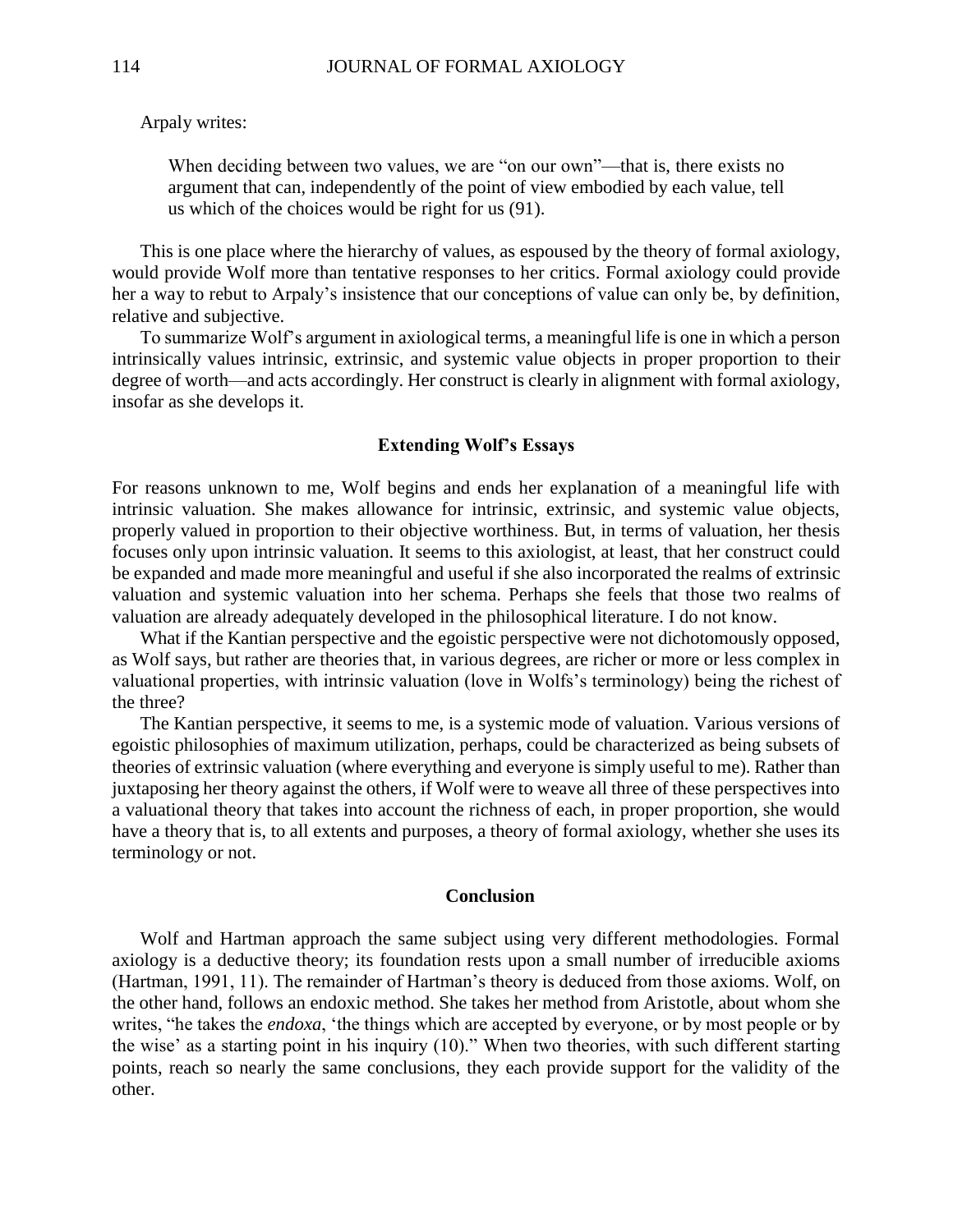Arpaly writes:

> When deciding between two values, we are "on our own"—that is, there exists no argument that can, independently of the point of view embodied by each value, tell us which of the choices would be right for us (91).

This is one place where the hierarchy of values, as espoused by the theory of formal axiology, would provide Wolf more than tentative responses to her critics. Formal axiology could provide her a way to rebut to Arpaly's insistence that our conceptions of value can only be, by definition, relative and subjective.

To summarize Wolf's argument in axiological terms, a meaningful life is one in which a person intrinsically values intrinsic, extrinsic, and systemic value objects in proper proportion to their degree of worth—and acts accordingly. Her construct is clearly in alignment with formal axiology, insofar as she develops it.

### Extending Wolf's Essays

For reasons unknown to me, Wolf begins and ends her explanation of a meaningful life with intrinsic valuation. She makes allowance for intrinsic, extrinsic, and systemic value objects, properly valued in proportion to their objective worthiness. But, in terms of valuation, her thesis focuses only upon intrinsic valuation. It seems to this axiologist, at least, that her construct could be expanded and made more meaningful and useful if she also incorporated the realms of extrinsic valuation and systemic valuation into her schema. Perhaps she feels that those two realms of valuation are already adequately developed in the philosophical literature. I do not know.

What if the Kantian perspective and the egoistic perspective were not dichotomously opposed, as Wolf says, but rather are theories that, in various degrees, are richer or more or less complex in valuational properties, with intrinsic valuation (love in Wolfs's terminology) being the richest of the three?

The Kantian perspective, it seems to me, is a systemic mode of valuation. Various versions of egoistic philosophies of maximum utilization, perhaps, could be characterized as being subsets of theories of extrinsic valuation (where everything and everyone is simply useful to me). Rather than juxtaposing her theory against the others, if Wolf were to weave all three of these perspectives into a valuational theory that takes into account the richness of each, in proper proportion, she would have a theory that is, to all extents and purposes, a theory of formal axiology, whether she uses its terminology or not.

### Conclusion

Wolf and Hartman approach the same subject using very different methodologies. Formal axiology is a deductive theory; its foundation rests upon a small number of irreducible axioms (Hartman, 1991, 11). The remainder of Hartman's theory is deduced from those axioms. Wolf, on the other hand, follows an endoxic method. She takes her method from Aristotle, about whom she writes, "he takes the *endoxa*, 'the things which are accepted by everyone, or by most people or by the wise' as a starting point in his inquiry (10)." When two theories, with such different starting points, reach so nearly the same conclusions, they each provide support for the validity of the other.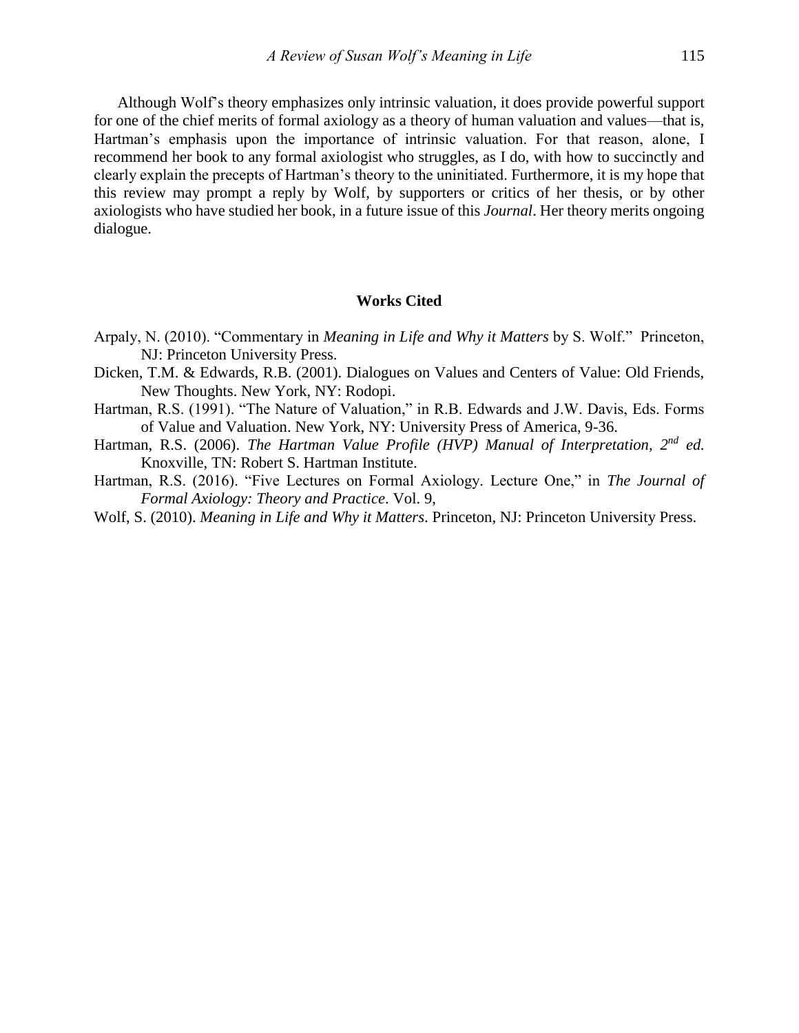Although Wolf's theory emphasizes only intrinsic valuation, it does provide powerful support for one of the chief merits of formal axiology as a theory of human valuation and values—that is, Hartman's emphasis upon the importance of intrinsic valuation. For that reason, alone, I recommend her book to any formal axiologist who struggles, as I do, with how to succinctly and clearly explain the precepts of Hartman's theory to the uninitiated. Furthermore, it is my hope that this review may prompt a reply by Wolf, by supporters or critics of her thesis, or by other axiologists who have studied her book, in a future issue of this *Journal*. Her theory merits ongoing dialogue.

## Works Cited

Arpaly, N. (2010). "Commentary in *Meaning in Life and Why it Matters* by S. Wolf." Princeton, NJ: Princeton University Press.

Dicken, T.M. & Edwards, R.B. (2001). Dialogues on Values and Centers of Value: Old Friends, New Thoughts. New York, NY: Rodopi.

Hartman, R.S. (1991). "The Nature of Valuation," in R.B. Edwards and J.W. Davis, Eds. Forms of Value and Valuation. New York, NY: University Press of America, 9-36.

Hartman, R.S. (2006). *The Hartman Value Profile (HVP) Manual of Interpretation, 2nd ed.* Knoxville, TN: Robert S. Hartman Institute.

Hartman, R.S. (2016). "Five Lectures on Formal Axiology. Lecture One," in *The Journal of Formal Axiology: Theory and Practice*. Vol. 9,

Wolf, S. (2010). *Meaning in Life and Why it Matters*. Princeton, NJ: Princeton University Press.